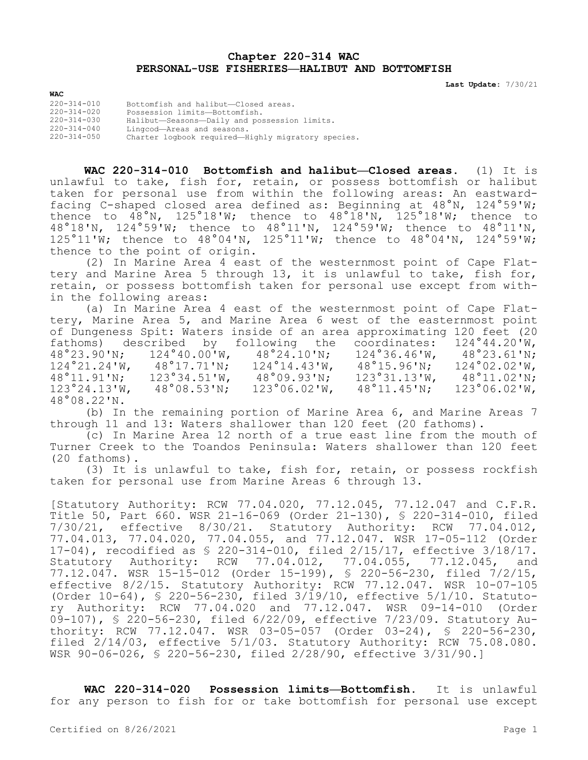# Chapter 220-314 WAC
# PERSONAL-USE FISHERIES—HALIBUT AND BOTTOMFISH

**Last Update:** 7/30/21

**WAC**

| | |
|---|---|
| 220-314-010 | Bottomfish and halibut—Closed areas. |
| 220-314-020 | Possession limits—Bottomfish. |
| 220-314-030 | Halibut—Seasons—Daily and possession limits. |
| 220-314-040 | Lingcod—Areas and seasons. |
| 220-314-050 | Charter logbook required—Highly migratory species. |

**WAC 220-314-010 Bottomfish and halibut—Closed areas.** (1) It is unlawful to take, fish for, retain, or possess bottomfish or halibut taken for personal use from within the following areas: An eastward-facing C-shaped closed area defined as: Beginning at 48°N, 124°59'W; thence to 48°N, 125°18'W; thence to 48°18'N, 125°18'W; thence to 48°18'N, 124°59'W; thence to 48°11'N, 124°59'W; thence to 48°11'N, 125°11'W; thence to 48°04'N, 125°11'W; thence to 48°04'N, 124°59'W; thence to the point of origin.

(2) In Marine Area 4 east of the westernmost point of Cape Flattery and Marine Area 5 through 13, it is unlawful to take, fish for, retain, or possess bottomfish taken for personal use except from within the following areas:

(a) In Marine Area 4 east of the westernmost point of Cape Flattery, Marine Area 5, and Marine Area 6 west of the easternmost point of Dungeness Spit: Waters inside of an area approximating 120 feet (20 fathoms) described by following the coordinates: 124°44.20'W, 48°23.90'N; 124°40.00'W, 48°24.10'N; 124°36.46'W, 48°23.61'N; 124°21.24'W, 48°17.71'N; 124°14.43'W, 48°15.96'N; 124°02.02'W, 48°11.91'N; 123°34.51'W, 48°09.93'N; 123°31.13'W, 48°11.02'N; 123°24.13'W, 48°08.53'N; 123°06.02'W, 48°11.45'N; 123°06.02'W, 48°08.22'N.

(b) In the remaining portion of Marine Area 6, and Marine Areas 7 through 11 and 13: Waters shallower than 120 feet (20 fathoms).

(c) In Marine Area 12 north of a true east line from the mouth of Turner Creek to the Toandos Peninsula: Waters shallower than 120 feet (20 fathoms).

(3) It is unlawful to take, fish for, retain, or possess rockfish taken for personal use from Marine Areas 6 through 13.

[Statutory Authority: RCW 77.04.020, 77.12.045, 77.12.047 and C.F.R. Title 50, Part 660. WSR 21-16-069 (Order 21-130), § 220-314-010, filed 7/30/21, effective 8/30/21. Statutory Authority: RCW 77.04.012, 77.04.013, 77.04.020, 77.04.055, and 77.12.047. WSR 17-05-112 (Order 17-04), recodified as § 220-314-010, filed 2/15/17, effective 3/18/17. Statutory Authority: RCW 77.04.012, 77.04.055, 77.12.045, and 77.12.047. WSR 15-15-012 (Order 15-199), § 220-56-230, filed 7/2/15, effective 8/2/15. Statutory Authority: RCW 77.12.047. WSR 10-07-105 (Order 10-64), § 220-56-230, filed 3/19/10, effective 5/1/10. Statutory Authority: RCW 77.04.020 and 77.12.047. WSR 09-14-010 (Order 09-107), § 220-56-230, filed 6/22/09, effective 7/23/09. Statutory Authority: RCW 77.12.047. WSR 03-05-057 (Order 03-24), § 220-56-230, filed 2/14/03, effective 5/1/03. Statutory Authority: RCW 75.08.080. WSR 90-06-026, § 220-56-230, filed 2/28/90, effective 3/31/90.]

**WAC 220-314-020 Possession limits—Bottomfish.** It is unlawful for any person to fish for or take bottomfish for personal use except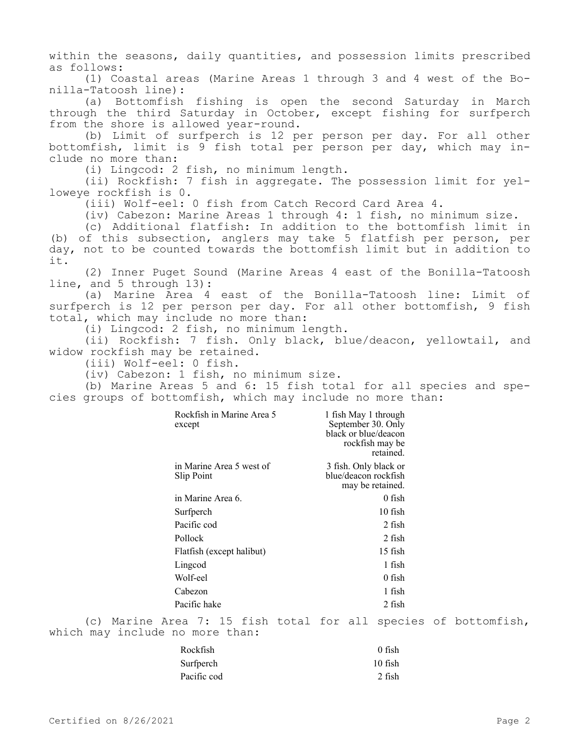within the seasons, daily quantities, and possession limits prescribed as follows:

(1) Coastal areas (Marine Areas 1 through 3 and 4 west of the Bonilla-Tatoosh line):

(a) Bottomfish fishing is open the second Saturday in March through the third Saturday in October, except fishing for surfperch from the shore is allowed year-round.

(b) Limit of surfperch is 12 per person per day. For all other bottomfish, limit is 9 fish total per person per day, which may include no more than:

(i) Lingcod: 2 fish, no minimum length.

(ii) Rockfish: 7 fish in aggregate. The possession limit for yelloweye rockfish is 0.

(iii) Wolf-eel: 0 fish from Catch Record Card Area 4.

(iv) Cabezon: Marine Areas 1 through 4: 1 fish, no minimum size.

(c) Additional flatfish: In addition to the bottomfish limit in (b) of this subsection, anglers may take 5 flatfish per person, per day, not to be counted towards the bottomfish limit but in addition to it.

(2) Inner Puget Sound (Marine Areas 4 east of the Bonilla-Tatoosh line, and 5 through 13):

(a) Marine Area 4 east of the Bonilla-Tatoosh line: Limit of surfperch is 12 per person per day. For all other bottomfish, 9 fish total, which may include no more than:

(i) Lingcod: 2 fish, no minimum length.

(ii) Rockfish: 7 fish. Only black, blue/deacon, yellowtail, and widow rockfish may be retained.

(iii) Wolf-eel: 0 fish.

(iv) Cabezon: 1 fish, no minimum size.

(b) Marine Areas 5 and 6: 15 fish total for all species and species groups of bottomfish, which may include no more than:

| | |
|---|---|
| Rockfish in Marine Area 5 except | 1 fish May 1 through September 30. Only black or blue/deacon rockfish may be retained. |
| in Marine Area 5 west of Slip Point | 3 fish. Only black or blue/deacon rockfish may be retained. |
| in Marine Area 6. | 0 fish |
| Surfperch | 10 fish |
| Pacific cod | 2 fish |
| Pollock | 2 fish |
| Flatfish (except halibut) | 15 fish |
| Lingcod | 1 fish |
| Wolf-eel | 0 fish |
| Cabezon | 1 fish |
| Pacific hake | 2 fish |

(c) Marine Area 7: 15 fish total for all species of bottomfish, which may include no more than:

| | |
|---|---|
| Rockfish | 0 fish |
| Surfperch | 10 fish |
| Pacific cod | 2 fish |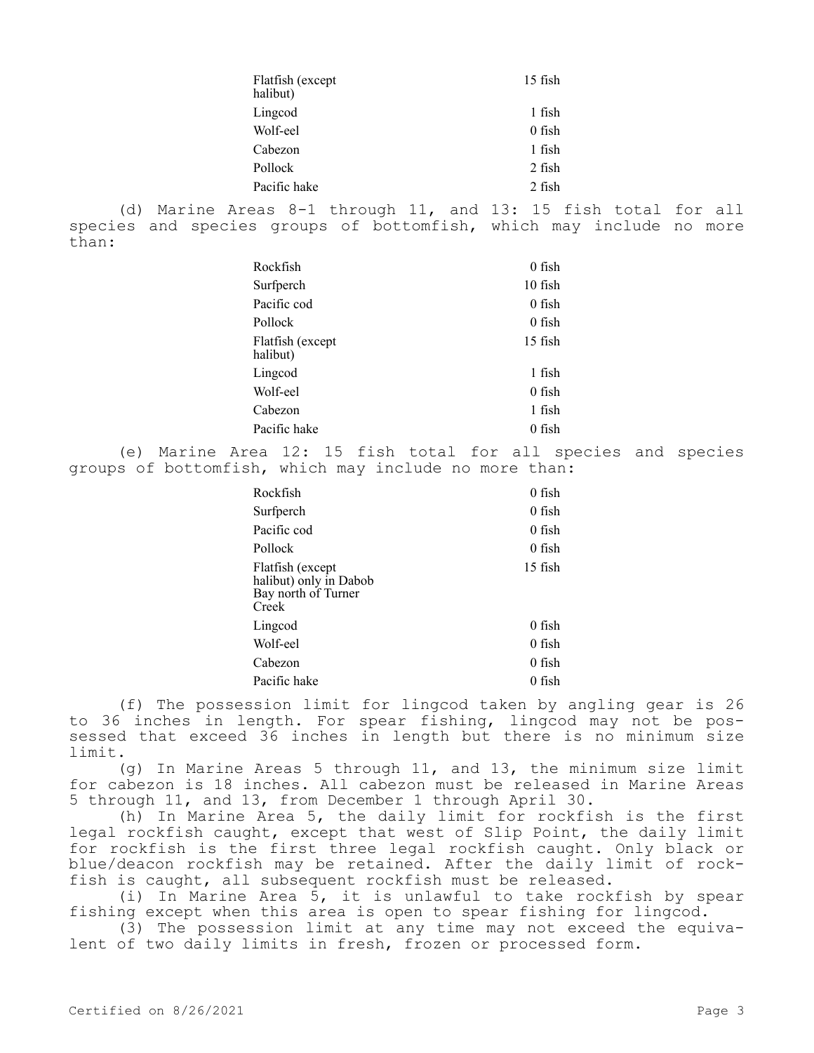| | |
|---|---|
| Flatfish (except halibut) | 15 fish |
| Lingcod | 1 fish |
| Wolf-eel | 0 fish |
| Cabezon | 1 fish |
| Pollock | 2 fish |
| Pacific hake | 2 fish |

(d) Marine Areas 8-1 through 11, and 13: 15 fish total for all species and species groups of bottomfish, which may include no more than:

| | |
|---|---|
| Rockfish | 0 fish |
| Surfperch | 10 fish |
| Pacific cod | 0 fish |
| Pollock | 0 fish |
| Flatfish (except halibut) | 15 fish |
| Lingcod | 1 fish |
| Wolf-eel | 0 fish |
| Cabezon | 1 fish |
| Pacific hake | 0 fish |

(e) Marine Area 12: 15 fish total for all species and species groups of bottomfish, which may include no more than:

| | |
|---|---|
| Rockfish | 0 fish |
| Surfperch | 0 fish |
| Pacific cod | 0 fish |
| Pollock | 0 fish |
| Flatfish (except halibut) only in Dabob Bay north of Turner Creek | 15 fish |
| Lingcod | 0 fish |
| Wolf-eel | 0 fish |
| Cabezon | 0 fish |
| Pacific hake | 0 fish |

(f) The possession limit for lingcod taken by angling gear is 26 to 36 inches in length. For spear fishing, lingcod may not be possessed that exceed 36 inches in length but there is no minimum size limit.

(g) In Marine Areas 5 through 11, and 13, the minimum size limit for cabezon is 18 inches. All cabezon must be released in Marine Areas 5 through 11, and 13, from December 1 through April 30.

(h) In Marine Area 5, the daily limit for rockfish is the first legal rockfish caught, except that west of Slip Point, the daily limit for rockfish is the first three legal rockfish caught. Only black or blue/deacon rockfish may be retained. After the daily limit of rockfish is caught, all subsequent rockfish must be released.

(i) In Marine Area 5, it is unlawful to take rockfish by spear fishing except when this area is open to spear fishing for lingcod.

(3) The possession limit at any time may not exceed the equivalent of two daily limits in fresh, frozen or processed form.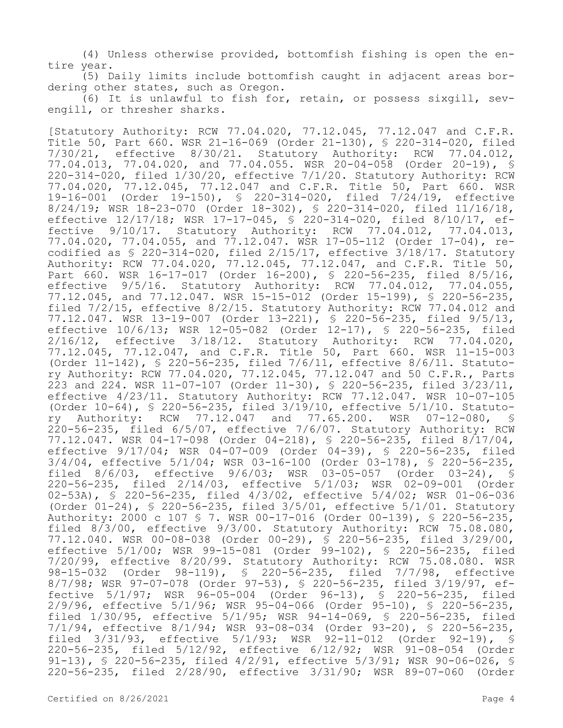(4) Unless otherwise provided, bottomfish fishing is open the entire year.

(5) Daily limits include bottomfish caught in adjacent areas bordering other states, such as Oregon.

(6) It is unlawful to fish for, retain, or possess sixgill, sevengill, or thresher sharks.

[Statutory Authority: RCW 77.04.020, 77.12.045, 77.12.047 and C.F.R. Title 50, Part 660. WSR 21-16-069 (Order 21-130), § 220-314-020, filed 7/30/21, effective 8/30/21. Statutory Authority: RCW 77.04.012, 77.04.013, 77.04.020, and 77.04.055. WSR 20-04-058 (Order 20-19), § 220-314-020, filed 1/30/20, effective 7/1/20. Statutory Authority: RCW 77.04.020, 77.12.045, 77.12.047 and C.F.R. Title 50, Part 660. WSR 19-16-001 (Order 19-150), § 220-314-020, filed 7/24/19, effective 8/24/19; WSR 18-23-070 (Order 18-302), § 220-314-020, filed 11/16/18, effective 12/17/18; WSR 17-17-045, § 220-314-020, filed 8/10/17, effective 9/10/17. Statutory Authority: RCW 77.04.012, 77.04.013, 77.04.020, 77.04.055, and 77.12.047. WSR 17-05-112 (Order 17-04), recodified as § 220-314-020, filed 2/15/17, effective 3/18/17. Statutory Authority: RCW 77.04.020, 77.12.045, 77.12.047, and C.F.R. Title 50, Part 660. WSR 16-17-017 (Order 16-200), § 220-56-235, filed 8/5/16, effective 9/5/16. Statutory Authority: RCW 77.04.012, 77.04.055, 77.12.045, and 77.12.047. WSR 15-15-012 (Order 15-199), § 220-56-235, filed 7/2/15, effective 8/2/15. Statutory Authority: RCW 77.04.012 and 77.12.047. WSR 13-19-007 (Order 13-221), § 220-56-235, filed 9/5/13, effective 10/6/13; WSR 12-05-082 (Order 12-17), § 220-56-235, filed 2/16/12, effective 3/18/12. Statutory Authority: RCW 77.04.020, 77.12.045, 77.12.047, and C.F.R. Title 50, Part 660. WSR 11-15-003 (Order 11-142), § 220-56-235, filed 7/6/11, effective 8/6/11. Statutory Authority: RCW 77.04.020, 77.12.045, 77.12.047 and 50 C.F.R., Parts 223 and 224. WSR 11-07-107 (Order 11-30), § 220-56-235, filed 3/23/11, effective 4/23/11. Statutory Authority: RCW 77.12.047. WSR 10-07-105 (Order 10-64), § 220-56-235, filed 3/19/10, effective 5/1/10. Statutory Authority: RCW 77.12.047 and 77.65.200. WSR 07-12-080, § 220-56-235, filed 6/5/07, effective 7/6/07. Statutory Authority: RCW 77.12.047. WSR 04-17-098 (Order 04-218), § 220-56-235, filed 8/17/04, effective 9/17/04; WSR 04-07-009 (Order 04-39), § 220-56-235, filed 3/4/04, effective 5/1/04; WSR 03-16-100 (Order 03-178), § 220-56-235, filed 8/6/03, effective 9/6/03; WSR 03-05-057 (Order 03-24), § 220-56-235, filed 2/14/03, effective 5/1/03; WSR 02-09-001 (Order 02-53A), § 220-56-235, filed 4/3/02, effective 5/4/02; WSR 01-06-036 (Order 01-24), § 220-56-235, filed 3/5/01, effective 5/1/01. Statutory Authority: 2000 c 107 § 7. WSR 00-17-016 (Order 00-139), § 220-56-235, filed 8/3/00, effective 9/3/00. Statutory Authority: RCW 75.08.080, 77.12.040. WSR 00-08-038 (Order 00-29), § 220-56-235, filed 3/29/00, effective 5/1/00; WSR 99-15-081 (Order 99-102), § 220-56-235, filed 7/20/99, effective 8/20/99. Statutory Authority: RCW 75.08.080. WSR 98-15-032 (Order 98-119), § 220-56-235, filed 7/7/98, effective 8/7/98; WSR 97-07-078 (Order 97-53), § 220-56-235, filed 3/19/97, effective 5/1/97; WSR 96-05-004 (Order 96-13), § 220-56-235, filed 2/9/96, effective 5/1/96; WSR 95-04-066 (Order 95-10), § 220-56-235, filed 1/30/95, effective 5/1/95; WSR 94-14-069, § 220-56-235, filed 7/1/94, effective 8/1/94; WSR 93-08-034 (Order 93-20), § 220-56-235, filed 3/31/93, effective 5/1/93; WSR 92-11-012 (Order 92-19), § 220-56-235, filed 5/12/92, effective 6/12/92; WSR 91-08-054 (Order 91-13), § 220-56-235, filed 4/2/91, effective 5/3/91; WSR 90-06-026, § 220-56-235, filed 2/28/90, effective 3/31/90; WSR 89-07-060 (Order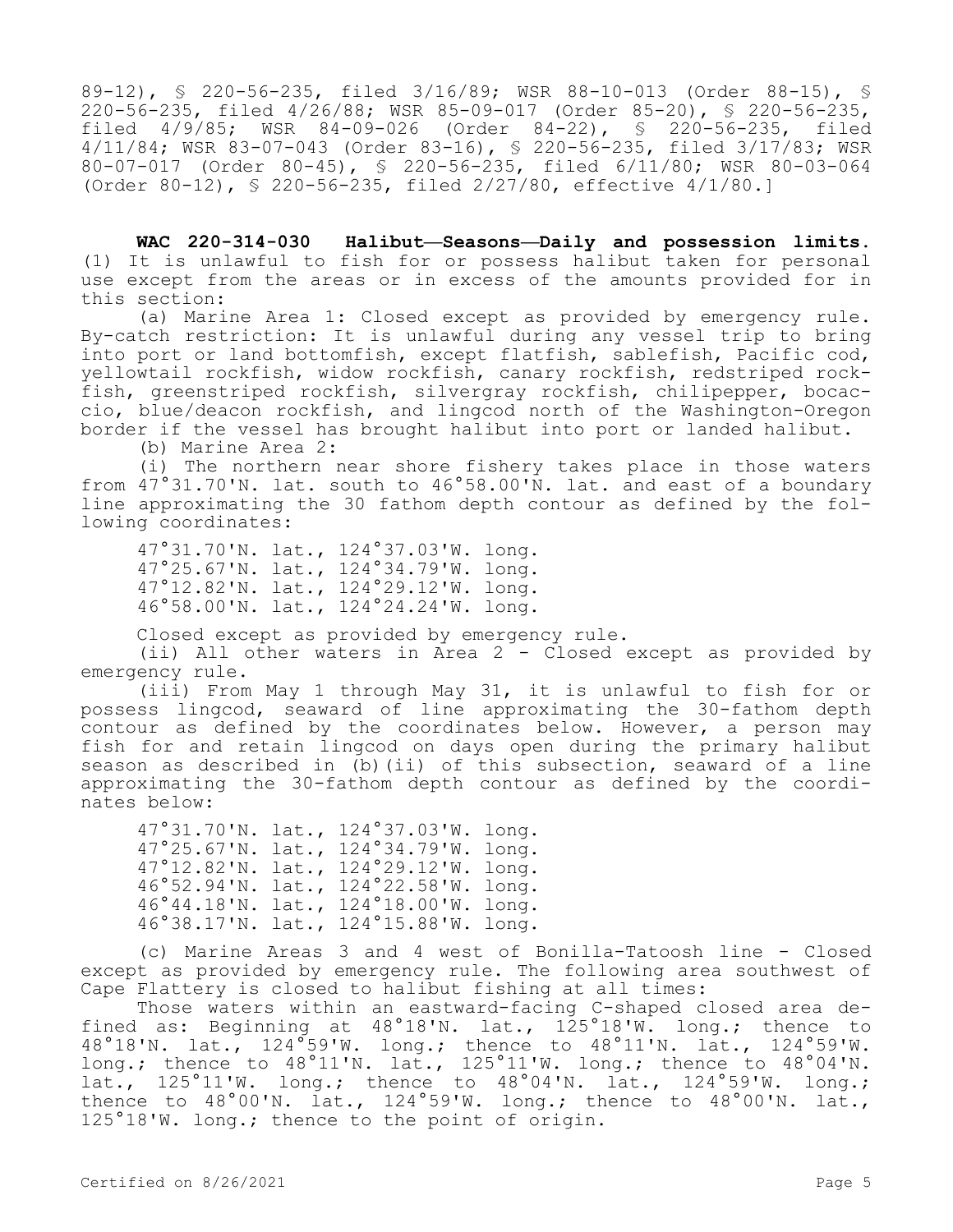89-12), § 220-56-235, filed 3/16/89; WSR 88-10-013 (Order 88-15), § 220-56-235, filed 4/26/88; WSR 85-09-017 (Order 85-20), § 220-56-235, filed 4/9/85; WSR 84-09-026 (Order 84-22), § 220-56-235, filed 4/11/84; WSR 83-07-043 (Order 83-16), § 220-56-235, filed 3/17/83; WSR 80-07-017 (Order 80-45), § 220-56-235, filed 6/11/80; WSR 80-03-064 (Order 80-12), § 220-56-235, filed 2/27/80, effective 4/1/80.]

**WAC 220-314-030 Halibut—Seasons—Daily and possession limits.** (1) It is unlawful to fish for or possess halibut taken for personal use except from the areas or in excess of the amounts provided for in this section:

(a) Marine Area 1: Closed except as provided by emergency rule. By-catch restriction: It is unlawful during any vessel trip to bring into port or land bottomfish, except flatfish, sablefish, Pacific cod, yellowtail rockfish, widow rockfish, canary rockfish, redstriped rockfish, greenstriped rockfish, silvergray rockfish, chilipepper, bocaccio, blue/deacon rockfish, and lingcod north of the Washington-Oregon border if the vessel has brought halibut into port or landed halibut.

(b) Marine Area 2:

(i) The northern near shore fishery takes place in those waters from 47°31.70'N. lat. south to 46°58.00'N. lat. and east of a boundary line approximating the 30 fathom depth contour as defined by the following coordinates:

47°31.70'N. lat., 124°37.03'W. long.
47°25.67'N. lat., 124°34.79'W. long.
47°12.82'N. lat., 124°29.12'W. long.
46°58.00'N. lat., 124°24.24'W. long.

Closed except as provided by emergency rule.

(ii) All other waters in Area 2 - Closed except as provided by emergency rule.

(iii) From May 1 through May 31, it is unlawful to fish for or possess lingcod, seaward of line approximating the 30-fathom depth contour as defined by the coordinates below. However, a person may fish for and retain lingcod on days open during the primary halibut season as described in (b)(ii) of this subsection, seaward of a line approximating the 30-fathom depth contour as defined by the coordinates below:

47°31.70'N. lat., 124°37.03'W. long.
47°25.67'N. lat., 124°34.79'W. long.
47°12.82'N. lat., 124°29.12'W. long.
46°52.94'N. lat., 124°22.58'W. long.
46°44.18'N. lat., 124°18.00'W. long.
46°38.17'N. lat., 124°15.88'W. long.

(c) Marine Areas 3 and 4 west of Bonilla-Tatoosh line - Closed except as provided by emergency rule. The following area southwest of Cape Flattery is closed to halibut fishing at all times:

Those waters within an eastward-facing C-shaped closed area defined as: Beginning at 48°18'N. lat., 125°18'W. long.; thence to 48°18'N. lat., 124°59'W. long.; thence to 48°11'N. lat., 124°59'W. long.; thence to 48°11'N. lat., 125°11'W. long.; thence to 48°04'N. lat., 125°11'W. long.; thence to 48°04'N. lat., 124°59'W. long.; thence to 48°00'N. lat., 124°59'W. long.; thence to 48°00'N. lat., 125°18'W. long.; thence to the point of origin.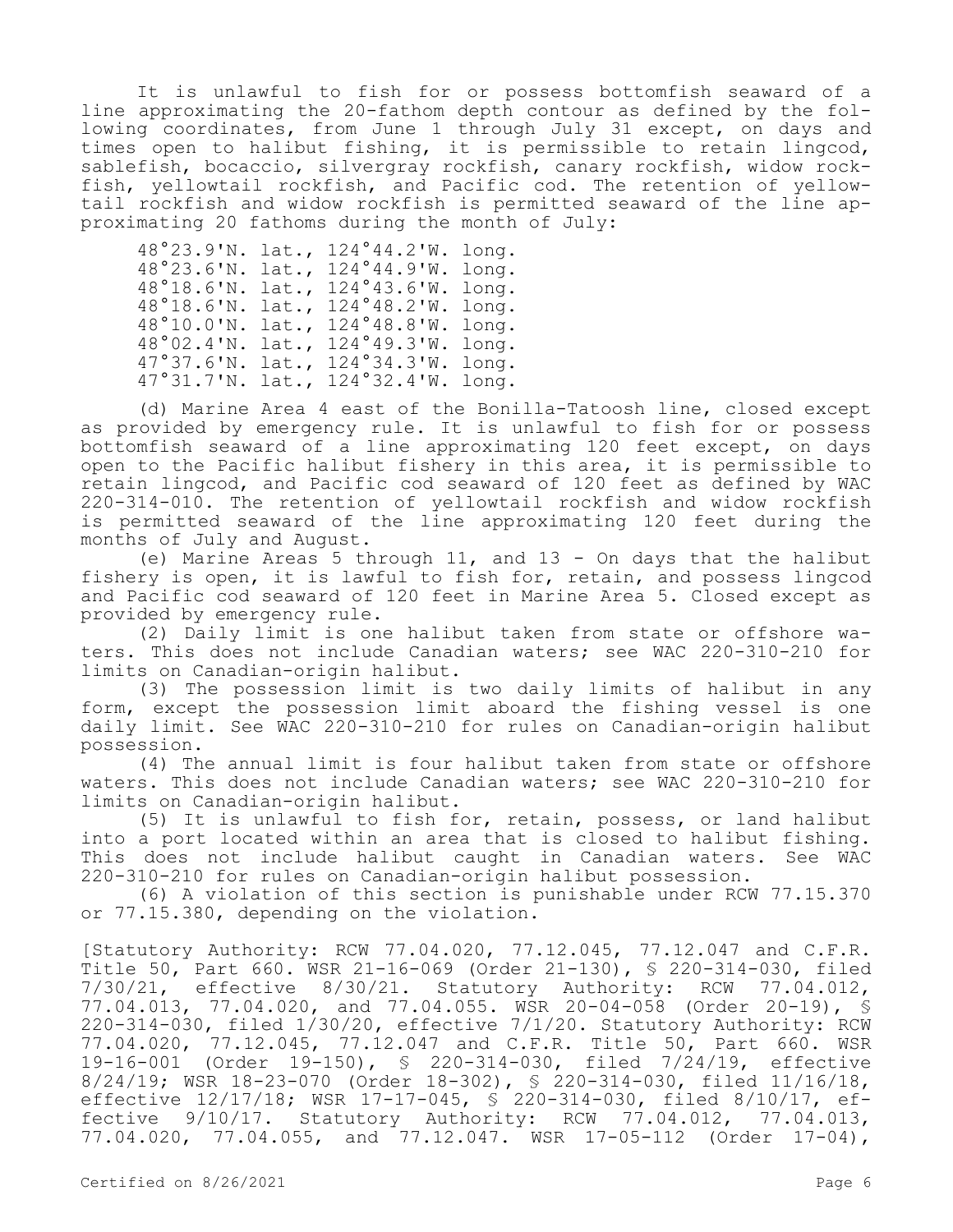It is unlawful to fish for or possess bottomfish seaward of a line approximating the 20-fathom depth contour as defined by the following coordinates, from June 1 through July 31 except, on days and times open to halibut fishing, it is permissible to retain lingcod, sablefish, bocaccio, silvergray rockfish, canary rockfish, widow rockfish, yellowtail rockfish, and Pacific cod. The retention of yellowtail rockfish and widow rockfish is permitted seaward of the line approximating 20 fathoms during the month of July:

48°23.9'N. lat., 124°44.2'W. long.
48°23.6'N. lat., 124°44.9'W. long.
48°18.6'N. lat., 124°43.6'W. long.
48°18.6'N. lat., 124°48.2'W. long.
48°10.0'N. lat., 124°48.8'W. long.
48°02.4'N. lat., 124°49.3'W. long.
47°37.6'N. lat., 124°34.3'W. long.
47°31.7'N. lat., 124°32.4'W. long.

(d) Marine Area 4 east of the Bonilla-Tatoosh line, closed except as provided by emergency rule. It is unlawful to fish for or possess bottomfish seaward of a line approximating 120 feet except, on days open to the Pacific halibut fishery in this area, it is permissible to retain lingcod, and Pacific cod seaward of 120 feet as defined by WAC 220-314-010. The retention of yellowtail rockfish and widow rockfish is permitted seaward of the line approximating 120 feet during the months of July and August.

(e) Marine Areas 5 through 11, and 13 - On days that the halibut fishery is open, it is lawful to fish for, retain, and possess lingcod and Pacific cod seaward of 120 feet in Marine Area 5. Closed except as provided by emergency rule.

(2) Daily limit is one halibut taken from state or offshore waters. This does not include Canadian waters; see WAC 220-310-210 for limits on Canadian-origin halibut.

(3) The possession limit is two daily limits of halibut in any form, except the possession limit aboard the fishing vessel is one daily limit. See WAC 220-310-210 for rules on Canadian-origin halibut possession.

(4) The annual limit is four halibut taken from state or offshore waters. This does not include Canadian waters; see WAC 220-310-210 for limits on Canadian-origin halibut.

(5) It is unlawful to fish for, retain, possess, or land halibut into a port located within an area that is closed to halibut fishing. This does not include halibut caught in Canadian waters. See WAC 220-310-210 for rules on Canadian-origin halibut possession.

(6) A violation of this section is punishable under RCW 77.15.370 or 77.15.380, depending on the violation.

[Statutory Authority: RCW 77.04.020, 77.12.045, 77.12.047 and C.F.R. Title 50, Part 660. WSR 21-16-069 (Order 21-130), § 220-314-030, filed 7/30/21, effective 8/30/21. Statutory Authority: RCW 77.04.012, 77.04.013, 77.04.020, and 77.04.055. WSR 20-04-058 (Order 20-19), § 220-314-030, filed 1/30/20, effective 7/1/20. Statutory Authority: RCW 77.04.020, 77.12.045, 77.12.047 and C.F.R. Title 50, Part 660. WSR 19-16-001 (Order 19-150), § 220-314-030, filed 7/24/19, effective 8/24/19; WSR 18-23-070 (Order 18-302), § 220-314-030, filed 11/16/18, effective 12/17/18; WSR 17-17-045, § 220-314-030, filed 8/10/17, effective 9/10/17. Statutory Authority: RCW 77.04.012, 77.04.013, 77.04.020, 77.04.055, and 77.12.047. WSR 17-05-112 (Order 17-04),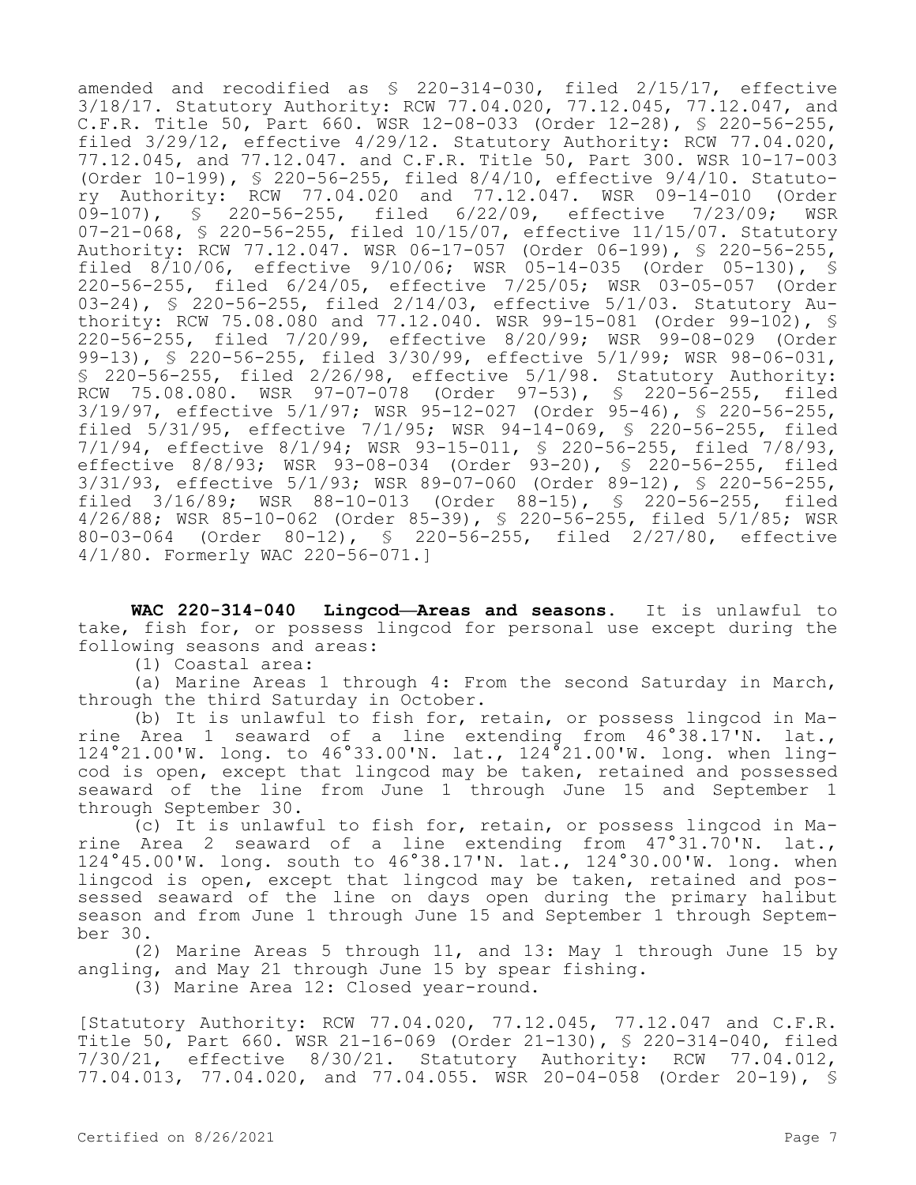amended and recodified as § 220-314-030, filed 2/15/17, effective 3/18/17. Statutory Authority: RCW 77.04.020, 77.12.045, 77.12.047, and C.F.R. Title 50, Part 660. WSR 12-08-033 (Order 12-28), § 220-56-255, filed 3/29/12, effective 4/29/12. Statutory Authority: RCW 77.04.020, 77.12.045, and 77.12.047. and C.F.R. Title 50, Part 300. WSR 10-17-003 (Order 10-199), § 220-56-255, filed 8/4/10, effective 9/4/10. Statutory Authority: RCW 77.04.020 and 77.12.047. WSR 09-14-010 (Order 09-107), § 220-56-255, filed 6/22/09, effective 7/23/09; WSR 07-21-068, § 220-56-255, filed 10/15/07, effective 11/15/07. Statutory Authority: RCW 77.12.047. WSR 06-17-057 (Order 06-199), § 220-56-255, filed 8/10/06, effective 9/10/06; WSR 05-14-035 (Order 05-130), § 220-56-255, filed 6/24/05, effective 7/25/05; WSR 03-05-057 (Order 03-24), § 220-56-255, filed 2/14/03, effective 5/1/03. Statutory Authority: RCW 75.08.080 and 77.12.040. WSR 99-15-081 (Order 99-102), § 220-56-255, filed 7/20/99, effective 8/20/99; WSR 99-08-029 (Order 99-13), § 220-56-255, filed 3/30/99, effective 5/1/99; WSR 98-06-031, § 220-56-255, filed 2/26/98, effective 5/1/98. Statutory Authority: RCW 75.08.080. WSR 97-07-078 (Order 97-53), § 220-56-255, filed 3/19/97, effective 5/1/97; WSR 95-12-027 (Order 95-46), § 220-56-255, filed 5/31/95, effective 7/1/95; WSR 94-14-069, § 220-56-255, filed 7/1/94, effective 8/1/94; WSR 93-15-011, § 220-56-255, filed 7/8/93, effective 8/8/93; WSR 93-08-034 (Order 93-20), § 220-56-255, filed 3/31/93, effective 5/1/93; WSR 89-07-060 (Order 89-12), § 220-56-255, filed 3/16/89; WSR 88-10-013 (Order 88-15), § 220-56-255, filed 4/26/88; WSR 85-10-062 (Order 85-39), § 220-56-255, filed 5/1/85; WSR 80-03-064 (Order 80-12), § 220-56-255, filed 2/27/80, effective 4/1/80. Formerly WAC 220-56-071.]

**WAC 220-314-040 Lingcod—Areas and seasons.** It is unlawful to take, fish for, or possess lingcod for personal use except during the following seasons and areas:

(1) Coastal area:

(a) Marine Areas 1 through 4: From the second Saturday in March, through the third Saturday in October.

(b) It is unlawful to fish for, retain, or possess lingcod in Marine Area 1 seaward of a line extending from 46°38.17'N. lat., 124°21.00'W. long. to 46°33.00'N. lat., 124°21.00'W. long. when lingcod is open, except that lingcod may be taken, retained and possessed seaward of the line from June 1 through June 15 and September 1 through September 30.

(c) It is unlawful to fish for, retain, or possess lingcod in Marine Area 2 seaward of a line extending from 47°31.70'N. lat., 124°45.00'W. long. south to 46°38.17'N. lat., 124°30.00'W. long. when lingcod is open, except that lingcod may be taken, retained and possessed seaward of the line on days open during the primary halibut season and from June 1 through June 15 and September 1 through September 30.

(2) Marine Areas 5 through 11, and 13: May 1 through June 15 by angling, and May 21 through June 15 by spear fishing.

(3) Marine Area 12: Closed year-round.

[Statutory Authority: RCW 77.04.020, 77.12.045, 77.12.047 and C.F.R. Title 50, Part 660. WSR 21-16-069 (Order 21-130), § 220-314-040, filed 7/30/21, effective 8/30/21. Statutory Authority: RCW 77.04.012, 77.04.013, 77.04.020, and 77.04.055. WSR 20-04-058 (Order 20-19), §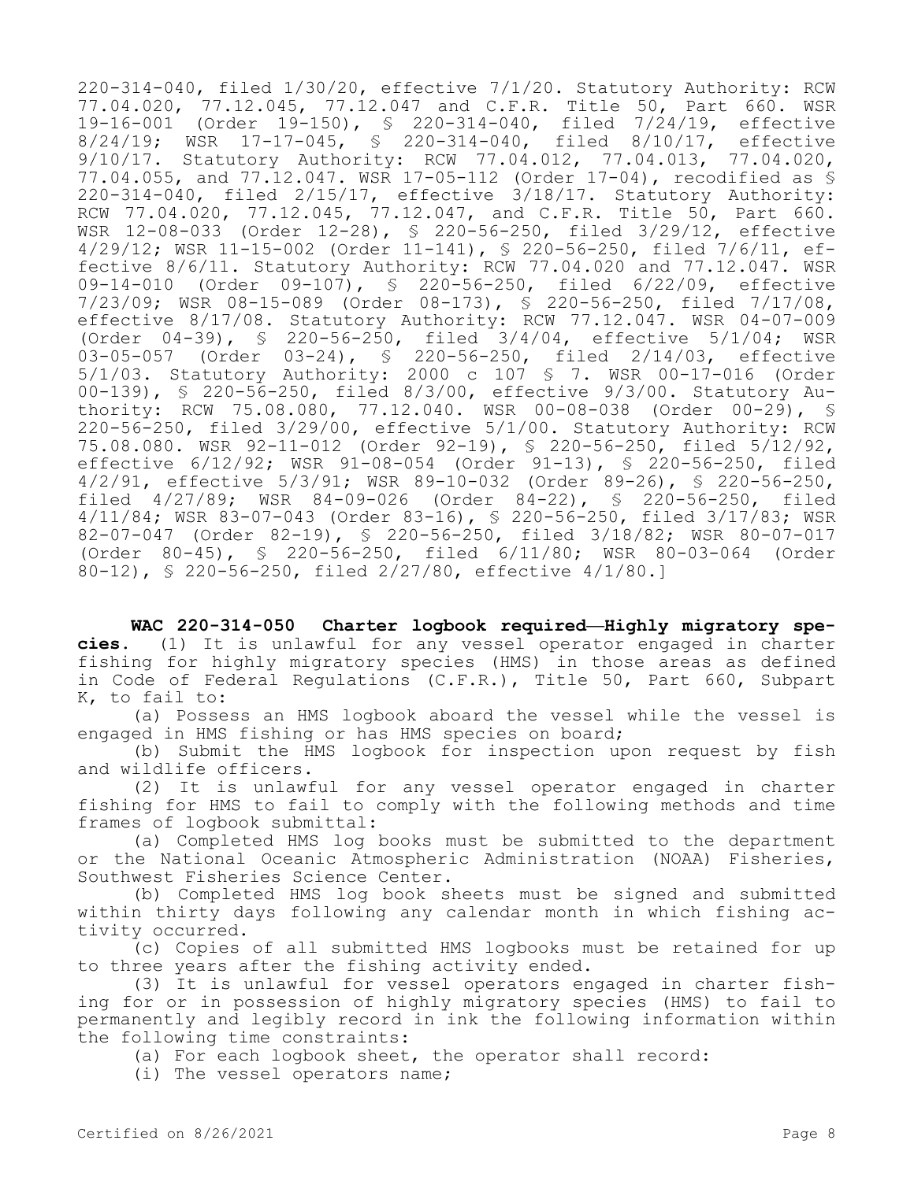220-314-040, filed 1/30/20, effective 7/1/20. Statutory Authority: RCW 77.04.020, 77.12.045, 77.12.047 and C.F.R. Title 50, Part 660. WSR 19-16-001 (Order 19-150), § 220-314-040, filed 7/24/19, effective 8/24/19; WSR 17-17-045, § 220-314-040, filed 8/10/17, effective 9/10/17. Statutory Authority: RCW 77.04.012, 77.04.013, 77.04.020, 77.04.055, and 77.12.047. WSR 17-05-112 (Order 17-04), recodified as § 220-314-040, filed 2/15/17, effective 3/18/17. Statutory Authority: RCW 77.04.020, 77.12.045, 77.12.047, and C.F.R. Title 50, Part 660. WSR 12-08-033 (Order 12-28), § 220-56-250, filed 3/29/12, effective 4/29/12; WSR 11-15-002 (Order 11-141), § 220-56-250, filed 7/6/11, effective 8/6/11. Statutory Authority: RCW 77.04.020 and 77.12.047. WSR 09-14-010 (Order 09-107), § 220-56-250, filed 6/22/09, effective 7/23/09; WSR 08-15-089 (Order 08-173), § 220-56-250, filed 7/17/08, effective 8/17/08. Statutory Authority: RCW 77.12.047. WSR 04-07-009 (Order 04-39), § 220-56-250, filed 3/4/04, effective 5/1/04; WSR 03-05-057 (Order 03-24), § 220-56-250, filed 2/14/03, effective 5/1/03. Statutory Authority: 2000 c 107 § 7. WSR 00-17-016 (Order 00-139), § 220-56-250, filed 8/3/00, effective 9/3/00. Statutory Authority: RCW 75.08.080, 77.12.040. WSR 00-08-038 (Order 00-29), § 220-56-250, filed 3/29/00, effective 5/1/00. Statutory Authority: RCW 75.08.080. WSR 92-11-012 (Order 92-19), § 220-56-250, filed 5/12/92, effective 6/12/92; WSR 91-08-054 (Order 91-13), § 220-56-250, filed 4/2/91, effective 5/3/91; WSR 89-10-032 (Order 89-26), § 220-56-250, filed 4/27/89; WSR 84-09-026 (Order 84-22), § 220-56-250, filed 4/11/84; WSR 83-07-043 (Order 83-16), § 220-56-250, filed 3/17/83; WSR 82-07-047 (Order 82-19), § 220-56-250, filed 3/18/82; WSR 80-07-017 (Order 80-45), § 220-56-250, filed 6/11/80; WSR 80-03-064 (Order 80-12), § 220-56-250, filed 2/27/80, effective 4/1/80.]

**WAC 220-314-050 Charter logbook required—Highly migratory species.** (1) It is unlawful for any vessel operator engaged in charter fishing for highly migratory species (HMS) in those areas as defined in Code of Federal Regulations (C.F.R.), Title 50, Part 660, Subpart K, to fail to:

(a) Possess an HMS logbook aboard the vessel while the vessel is engaged in HMS fishing or has HMS species on board;

(b) Submit the HMS logbook for inspection upon request by fish and wildlife officers.

(2) It is unlawful for any vessel operator engaged in charter fishing for HMS to fail to comply with the following methods and time frames of logbook submittal:

(a) Completed HMS log books must be submitted to the department or the National Oceanic Atmospheric Administration (NOAA) Fisheries, Southwest Fisheries Science Center.

(b) Completed HMS log book sheets must be signed and submitted within thirty days following any calendar month in which fishing activity occurred.

(c) Copies of all submitted HMS logbooks must be retained for up to three years after the fishing activity ended.

(3) It is unlawful for vessel operators engaged in charter fishing for or in possession of highly migratory species (HMS) to fail to permanently and legibly record in ink the following information within the following time constraints:

(a) For each logbook sheet, the operator shall record:

(i) The vessel operators name;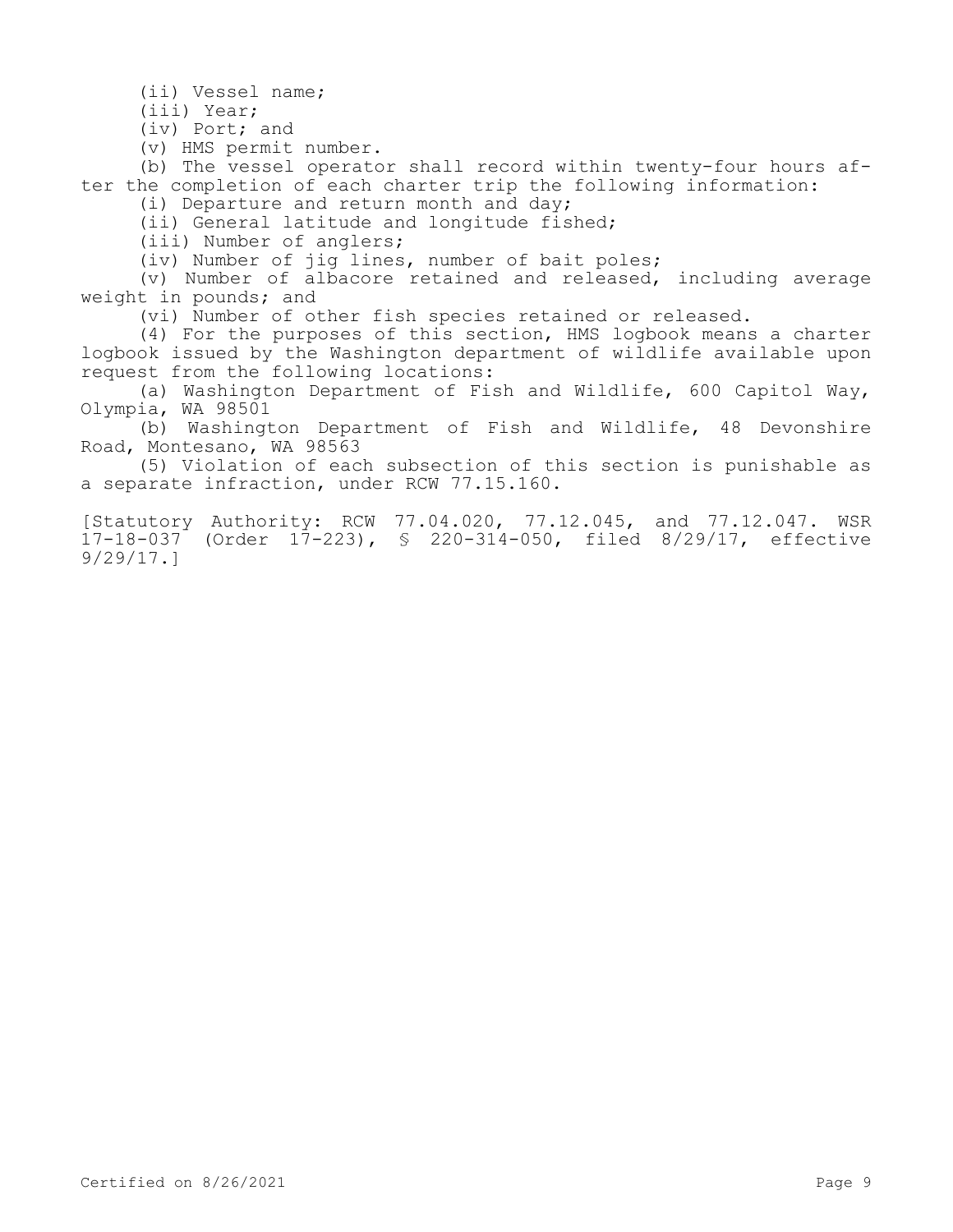(ii) Vessel name;

(iii) Year;

(iv) Port; and

(v) HMS permit number.

(b) The vessel operator shall record within twenty-four hours after the completion of each charter trip the following information:

(i) Departure and return month and day;

(ii) General latitude and longitude fished;

(iii) Number of anglers;

(iv) Number of jig lines, number of bait poles;

(v) Number of albacore retained and released, including average weight in pounds; and

(vi) Number of other fish species retained or released.

(4) For the purposes of this section, HMS logbook means a charter logbook issued by the Washington department of wildlife available upon request from the following locations:

(a) Washington Department of Fish and Wildlife, 600 Capitol Way, Olympia, WA 98501

(b) Washington Department of Fish and Wildlife, 48 Devonshire Road, Montesano, WA 98563

(5) Violation of each subsection of this section is punishable as a separate infraction, under RCW 77.15.160.

[Statutory Authority: RCW 77.04.020, 77.12.045, and 77.12.047. WSR 17-18-037 (Order 17-223), § 220-314-050, filed 8/29/17, effective 9/29/17.]